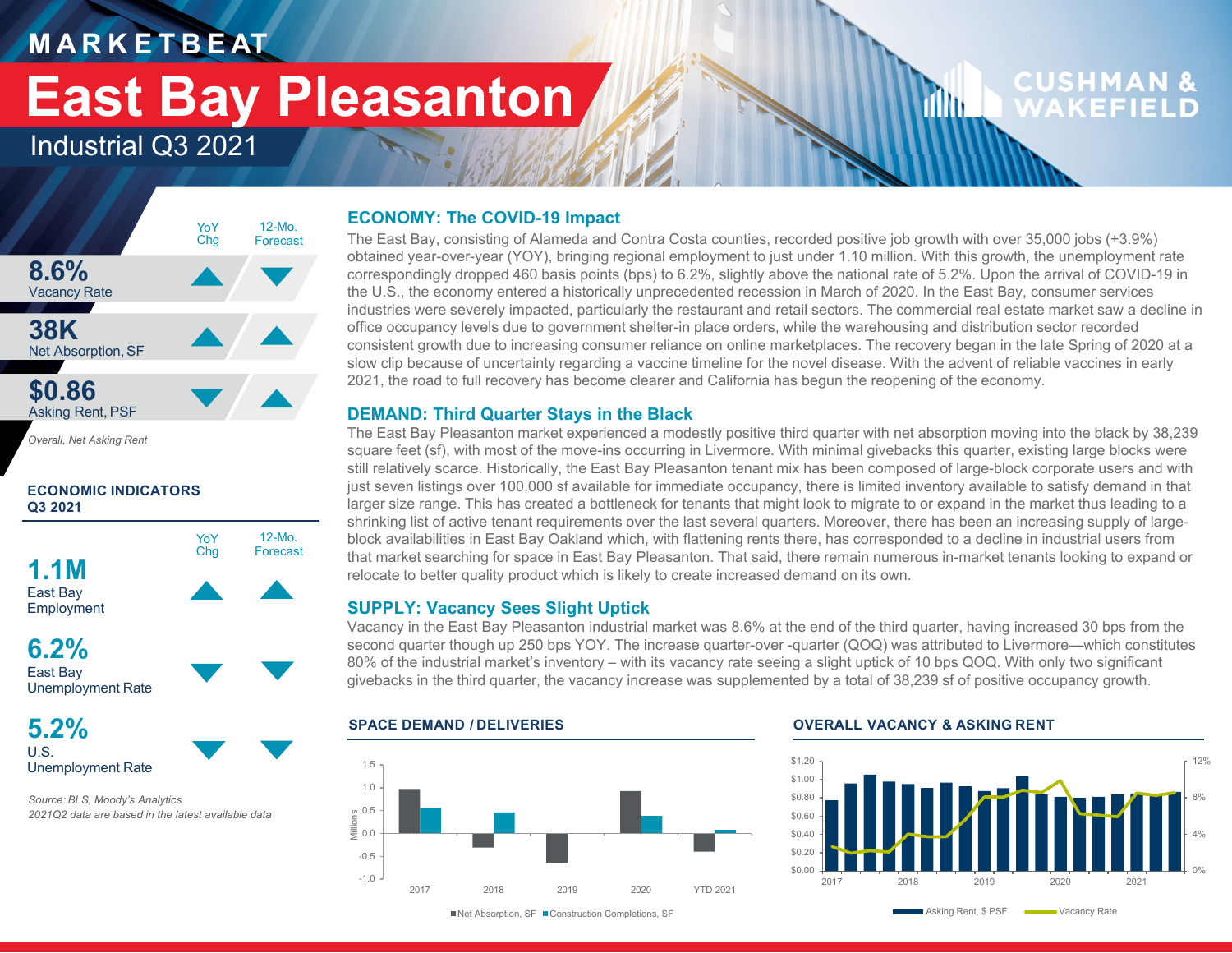# MARKETBEAT

# East Bay Pleasanton

## Industrial Q3 2021

| | YoY Chg | 12-Mo. Forecast |
|---|---|---|
| **8.6%** Vacancy Rate | ▲ | ▼ |
| **38K** Net Absorption, SF | ▲ | ▲ |
| **$0.86** Asking Rent, PSF | ▼ | ▲ |

*Overall, Net Asking Rent*

### ECONOMIC INDICATORS Q3 2021

| | YoY Chg | 12-Mo. Forecast |
|---|---|---|
| **1.1M** East Bay Employment | ▲ | ▲ |
| **6.2%** East Bay Unemployment Rate | ▼ | ▼ |
| **5.2%** U.S. Unemployment Rate | ▼ | ▼ |

*Source: BLS, Moody's Analytics*
*2021Q2 data are based in the latest available data*

### ECONOMY: The COVID-19 Impact

The East Bay, consisting of Alameda and Contra Costa counties, recorded positive job growth with over 35,000 jobs (+3.9%) obtained year-over-year (YOY), bringing regional employment to just under 1.10 million. With this growth, the unemployment rate correspondingly dropped 460 basis points (bps) to 6.2%, slightly above the national rate of 5.2%. Upon the arrival of COVID-19 in the U.S., the economy entered a historically unprecedented recession in March of 2020. In the East Bay, consumer services industries were severely impacted, particularly the restaurant and retail sectors. The commercial real estate market saw a decline in office occupancy levels due to government shelter-in place orders, while the warehousing and distribution sector recorded consistent growth due to increasing consumer reliance on online marketplaces. The recovery began in the late Spring of 2020 at a slow clip because of uncertainty regarding a vaccine timeline for the novel disease. With the advent of reliable vaccines in early 2021, the road to full recovery has become clearer and California has begun the reopening of the economy.

### DEMAND: Third Quarter Stays in the Black

The East Bay Pleasanton market experienced a modestly positive third quarter with net absorption moving into the black by 38,239 square feet (sf), with most of the move-ins occurring in Livermore. With minimal givebacks this quarter, existing large blocks were still relatively scarce. Historically, the East Bay Pleasanton tenant mix has been composed of large-block corporate users and with just seven listings over 100,000 sf available for immediate occupancy, there is limited inventory available to satisfy demand in that larger size range. This has created a bottleneck for tenants that might look to migrate to or expand in the market thus leading to a shrinking list of active tenant requirements over the last several quarters. Moreover, there has been an increasing supply of large-block availabilities in East Bay Oakland which, with flattening rents there, has corresponded to a decline in industrial users from that market searching for space in East Bay Pleasanton. That said, there remain numerous in-market tenants looking to expand or relocate to better quality product which is likely to create increased demand on its own.

### SUPPLY: Vacancy Sees Slight Uptick

Vacancy in the East Bay Pleasanton industrial market was 8.6% at the end of the third quarter, having increased 30 bps from the second quarter though up 250 bps YOY. The increase quarter-over -quarter (QOQ) was attributed to Livermore—which constitutes 80% of the industrial market's inventory – with its vacancy rate seeing a slight uptick of 10 bps QOQ. With only two significant givebacks in the third quarter, the vacancy increase was supplemented by a total of 38,239 sf of positive occupancy growth.

### SPACE DEMAND / DELIVERIES

Net Absorption, SF; Construction Completions, SF (Millions): 2017, 2018, 2019, 2020, YTD 2021

### OVERALL VACANCY & ASKING RENT

Asking Rent, $ PSF; Vacancy Rate: 2017–2021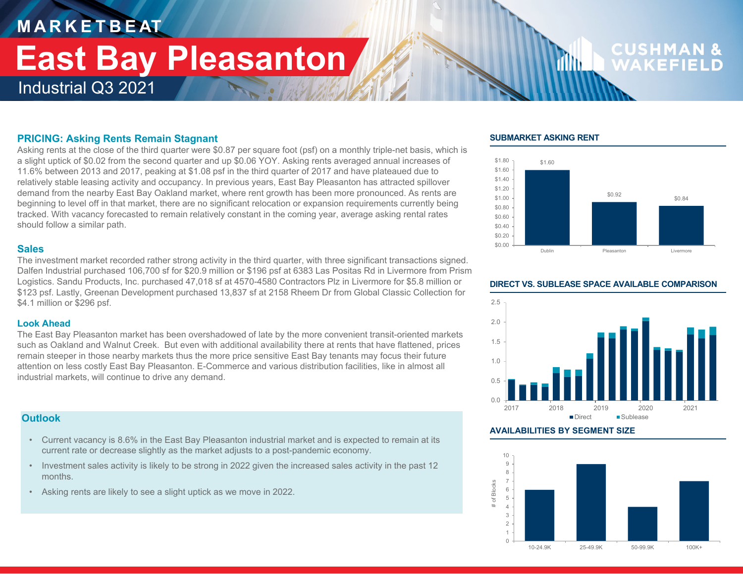# MARKETBEAT

# East Bay Pleasanton

Industrial Q3 2021

## PRICING: Asking Rents Remain Stagnant

Asking rents at the close of the third quarter were $0.87 per square foot (psf) on a monthly triple-net basis, which is a slight uptick of $0.02 from the second quarter and up $0.06 YOY. Asking rents averaged annual increases of 11.6% between 2013 and 2017, peaking at $1.08 psf in the third quarter of 2017 and have plateaued due to relatively stable leasing activity and occupancy. In previous years, East Bay Pleasanton has attracted spillover demand from the nearby East Bay Oakland market, where rent growth has been more pronounced. As rents are beginning to level off in that market, there are no significant relocation or expansion requirements currently being tracked. With vacancy forecasted to remain relatively constant in the coming year, average asking rental rates should follow a similar path.

## Sales

The investment market recorded rather strong activity in the third quarter, with three significant transactions signed. Dalfen Industrial purchased 106,700 sf for $20.9 million or $196 psf at 6383 Las Positas Rd in Livermore from Prism Logistics. Sandu Products, Inc. purchased 47,018 sf at 4570-4580 Contractors Plz in Livermore for $5.8 million or $123 psf. Lastly, Greenan Development purchased 13,837 sf at 2158 Rheem Dr from Global Classic Collection for $4.1 million or $296 psf.

## Look Ahead

The East Bay Pleasanton market has been overshadowed of late by the more convenient transit-oriented markets such as Oakland and Walnut Creek. But even with additional availability there at rents that have flattened, prices remain steeper in those nearby markets thus the more price sensitive East Bay tenants may focus their future attention on less costly East Bay Pleasanton. E-Commerce and various distribution facilities, like in almost all industrial markets, will continue to drive any demand.

## Outlook

- Current vacancy is 8.6% in the East Bay Pleasanton industrial market and is expected to remain at its current rate or decrease slightly as the market adjusts to a post-pandemic economy.
- Investment sales activity is likely to be strong in 2022 given the increased sales activity in the past 12 months.
- Asking rents are likely to see a slight uptick as we move in 2022.

## SUBMARKET ASKING RENT

| Submarket | Asking Rent |
|---|---|
| Dublin | $1.60 |
| Pleasanton | $0.92 |
| Livermore | $0.84 |

## DIRECT VS. SUBLEASE SPACE AVAILABLE COMPARISON

## AVAILABILITIES BY SEGMENT SIZE

| Segment Size | # of Blocks |
|---|---|
| 10-24.9K | 6 |
| 25-49.9K | 9 |
| 50-99.9K | 4 |
| 100K+ | 7 |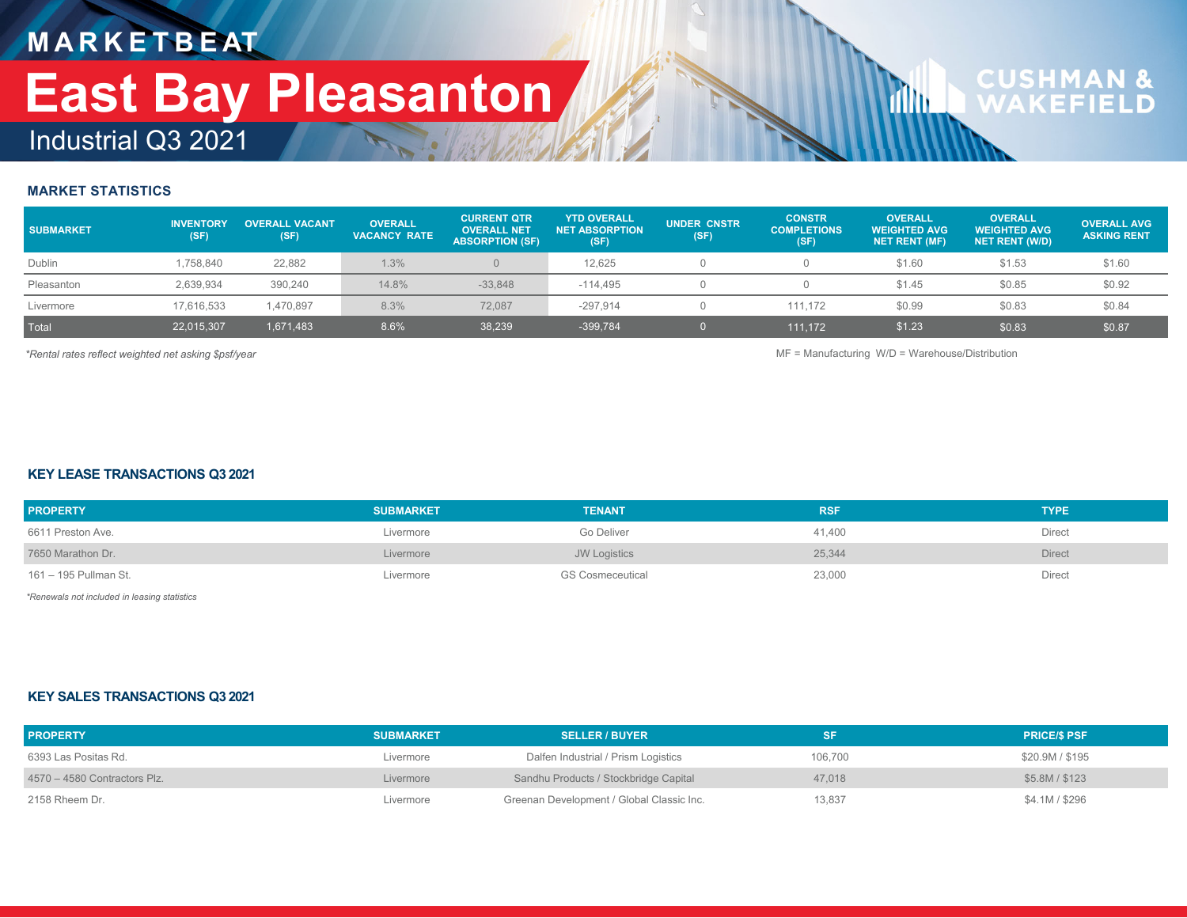# MARKETBEAT

# East Bay Pleasanton

## Industrial Q3 2021

CUSHMAN & WAKEFIELD

### MARKET STATISTICS

| SUBMARKET | INVENTORY (SF) | OVERALL VACANT (SF) | OVERALL VACANCY RATE | CURRENT QTR OVERALL NET ABSORPTION (SF) | YTD OVERALL NET ABSORPTION (SF) | UNDER CNSTR (SF) | CONSTR COMPLETIONS (SF) | OVERALL WEIGHTED AVG NET RENT (MF) | OVERALL WEIGHTED AVG NET RENT (W/D) | OVERALL AVG ASKING RENT |
|---|---|---|---|---|---|---|---|---|---|---|
| Dublin | 1,758,840 | 22,882 | 1.3% | 0 | 12,625 | 0 | 0 | $1.60 | $1.53 | $1.60 |
| Pleasanton | 2,639,934 | 390,240 | 14.8% | -33,848 | -114,495 | 0 | 0 | $1.45 | $0.85 | $0.92 |
| Livermore | 17,616,533 | 1,470,897 | 8.3% | 72,087 | -297,914 | 0 | 111,172 | $0.99 | $0.83 | $0.84 |
| Total | 22,015,307 | 1,671,483 | 8.6% | 38,239 | -399,784 | 0 | 111,172 | $1.23 | $0.83 | $0.87 |

*Rental rates reflect weighted net asking $psf/year*

MF = Manufacturing W/D = Warehouse/Distribution

### KEY LEASE TRANSACTIONS Q3 2021

| PROPERTY | SUBMARKET | TENANT | RSF | TYPE |
|---|---|---|---|---|
| 6611 Preston Ave. | Livermore | Go Deliver | 41,400 | Direct |
| 7650 Marathon Dr. | Livermore | JW Logistics | 25,344 | Direct |
| 161 – 195 Pullman St. | Livermore | GS Cosmeceutical | 23,000 | Direct |

*Renewals not included in leasing statistics*

### KEY SALES TRANSACTIONS Q3 2021

| PROPERTY | SUBMARKET | SELLER / BUYER | SF | PRICE/$ PSF |
|---|---|---|---|---|
| 6393 Las Positas Rd. | Livermore | Dalfen Industrial / Prism Logistics | 106,700 | $20.9M / $195 |
| 4570 – 4580 Contractors Plz. | Livermore | Sandhu Products / Stockbridge Capital | 47,018 | $5.8M / $123 |
| 2158 Rheem Dr. | Livermore | Greenan Development / Global Classic Inc. | 13,837 | $4.1M / $296 |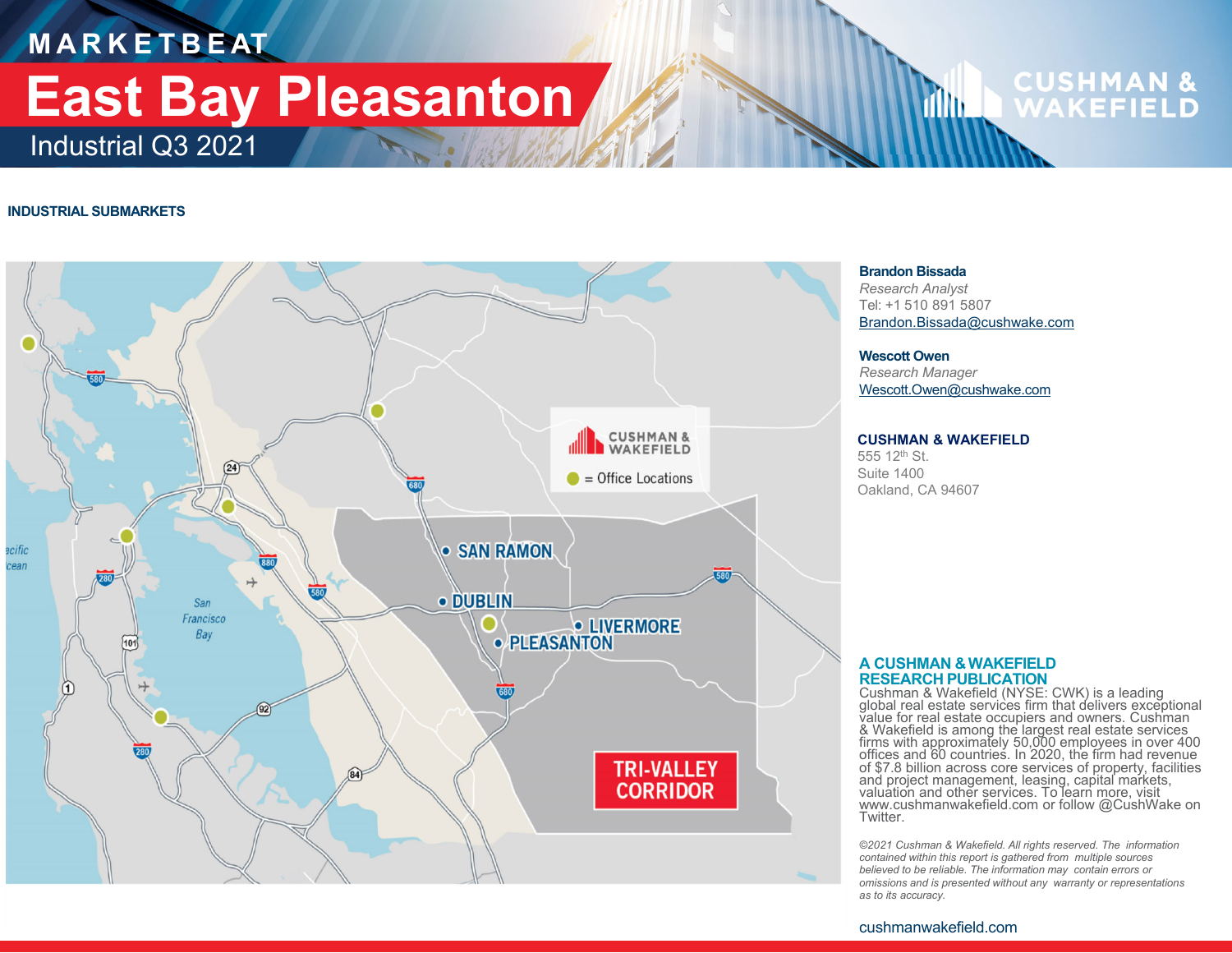# MARKETBEAT

# East Bay Pleasanton

## Industrial Q3 2021

### INDUSTRIAL SUBMARKETS

SAN RAMON

DUBLIN

LIVERMORE

PLEASANTON

TRI-VALLEY CORRIDOR

= Office Locations

**Brandon Bissada**
*Research Analyst*
Tel: +1 510 891 5807
Brandon.Bissada@cushwake.com

**Wescott Owen**
*Research Manager*
Wescott.Owen@cushwake.com

**CUSHMAN & WAKEFIELD**
555 12th St.
Suite 1400
Oakland, CA 94607

**A CUSHMAN & WAKEFIELD RESEARCH PUBLICATION**

Cushman & Wakefield (NYSE: CWK) is a leading global real estate services firm that delivers exceptional value for real estate occupiers and owners. Cushman & Wakefield is among the largest real estate services firms with approximately 50,000 employees in over 400 offices and 60 countries. In 2020, the firm had revenue of $7.8 billion across core services of property, facilities and project management, leasing, capital markets, valuation and other services. To learn more, visit www.cushmanwakefield.com or follow @CushWake on Twitter.

*©2021 Cushman & Wakefield. All rights reserved. The information contained within this report is gathered from multiple sources believed to be reliable. The information may contain errors or omissions and is presented without any warranty or representations as to its accuracy.*

cushmanwakefield.com